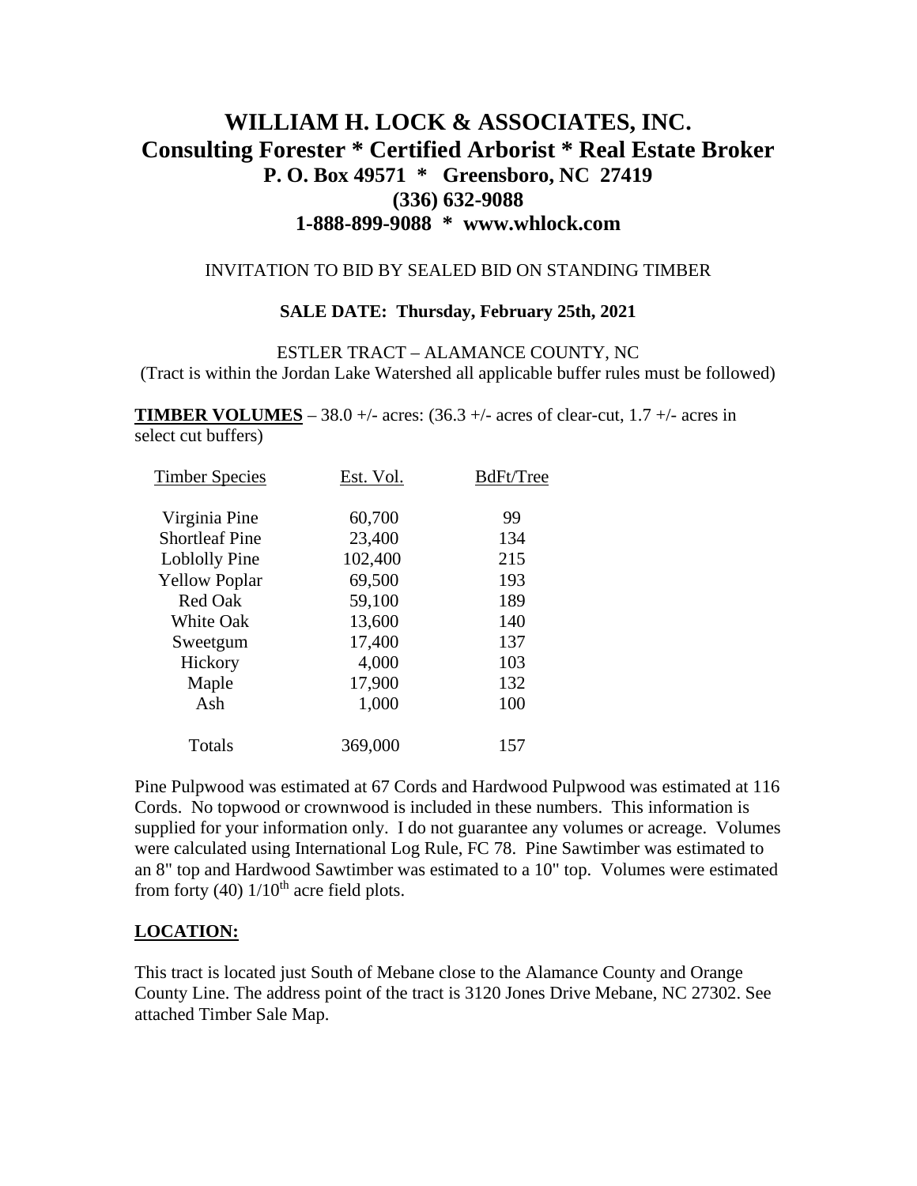# WILLIAM H. LOCK & ASSOCIATES, INC.
## Consulting Forester * Certified Arborist * Real Estate Broker
### P. O. Box 49571 * Greensboro, NC 27419
### (336) 632-9088
### 1-888-899-9088 * www.whlock.com

INVITATION TO BID BY SEALED BID ON STANDING TIMBER

**SALE DATE: Thursday, February 25th, 2021**

ESTLER TRACT – ALAMANCE COUNTY, NC
(Tract is within the Jordan Lake Watershed all applicable buffer rules must be followed)

**TIMBER VOLUMES** – 38.0 +/- acres: (36.3 +/- acres of clear-cut, 1.7 +/- acres in select cut buffers)

| Timber Species | Est. Vol. | BdFt/Tree |
|---|---|---|
| Virginia Pine | 60,700 | 99 |
| Shortleaf Pine | 23,400 | 134 |
| Loblolly Pine | 102,400 | 215 |
| Yellow Poplar | 69,500 | 193 |
| Red Oak | 59,100 | 189 |
| White Oak | 13,600 | 140 |
| Sweetgum | 17,400 | 137 |
| Hickory | 4,000 | 103 |
| Maple | 17,900 | 132 |
| Ash | 1,000 | 100 |
| Totals | 369,000 | 157 |

Pine Pulpwood was estimated at 67 Cords and Hardwood Pulpwood was estimated at 116 Cords. No topwood or crownwood is included in these numbers. This information is supplied for your information only. I do not guarantee any volumes or acreage. Volumes were calculated using International Log Rule, FC 78. Pine Sawtimber was estimated to an 8" top and Hardwood Sawtimber was estimated to a 10" top. Volumes were estimated from forty (40) $1/10^{th}$ acre field plots.

## LOCATION:

This tract is located just South of Mebane close to the Alamance County and Orange County Line. The address point of the tract is 3120 Jones Drive Mebane, NC 27302. See attached Timber Sale Map.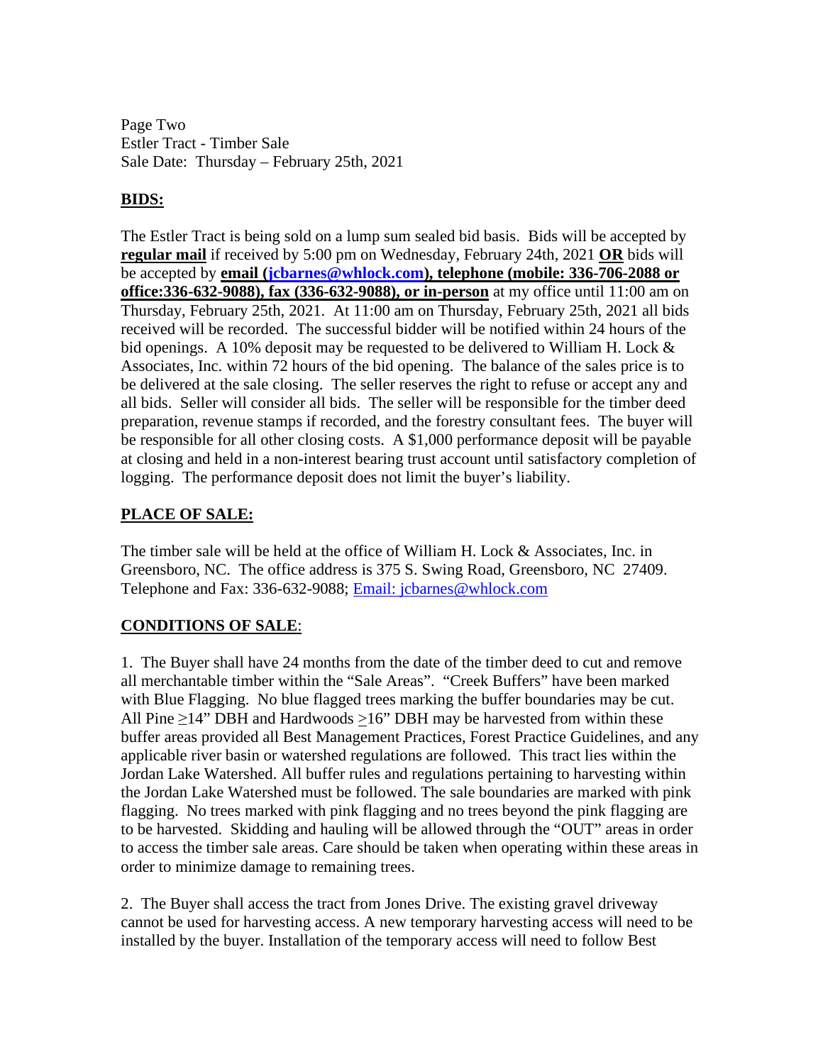Page Two
Estler Tract - Timber Sale
Sale Date: Thursday – February 25th, 2021

## **BIDS:**

The Estler Tract is being sold on a lump sum sealed bid basis. Bids will be accepted by **regular mail** if received by 5:00 pm on Wednesday, February 24th, 2021 **OR** bids will be accepted by **email (jcbarnes@whlock.com), telephone (mobile: 336-706-2088 or office:336-632-9088), fax (336-632-9088), or in-person** at my office until 11:00 am on Thursday, February 25th, 2021. At 11:00 am on Thursday, February 25th, 2021 all bids received will be recorded. The successful bidder will be notified within 24 hours of the bid openings. A 10% deposit may be requested to be delivered to William H. Lock & Associates, Inc. within 72 hours of the bid opening. The balance of the sales price is to be delivered at the sale closing. The seller reserves the right to refuse or accept any and all bids. Seller will consider all bids. The seller will be responsible for the timber deed preparation, revenue stamps if recorded, and the forestry consultant fees. The buyer will be responsible for all other closing costs. A $1,000 performance deposit will be payable at closing and held in a non-interest bearing trust account until satisfactory completion of logging. The performance deposit does not limit the buyer's liability.

## **PLACE OF SALE:**

The timber sale will be held at the office of William H. Lock & Associates, Inc. in Greensboro, NC. The office address is 375 S. Swing Road, Greensboro, NC 27409. Telephone and Fax: 336-632-9088; Email: jcbarnes@whlock.com

## **CONDITIONS OF SALE**:

1. The Buyer shall have 24 months from the date of the timber deed to cut and remove all merchantable timber within the "Sale Areas". "Creek Buffers" have been marked with Blue Flagging. No blue flagged trees marking the buffer boundaries may be cut. All Pine ≥14" DBH and Hardwoods ≥16" DBH may be harvested from within these buffer areas provided all Best Management Practices, Forest Practice Guidelines, and any applicable river basin or watershed regulations are followed. This tract lies within the Jordan Lake Watershed. All buffer rules and regulations pertaining to harvesting within the Jordan Lake Watershed must be followed. The sale boundaries are marked with pink flagging. No trees marked with pink flagging and no trees beyond the pink flagging are to be harvested. Skidding and hauling will be allowed through the "OUT" areas in order to access the timber sale areas. Care should be taken when operating within these areas in order to minimize damage to remaining trees.

2. The Buyer shall access the tract from Jones Drive. The existing gravel driveway cannot be used for harvesting access. A new temporary harvesting access will need to be installed by the buyer. Installation of the temporary access will need to follow Best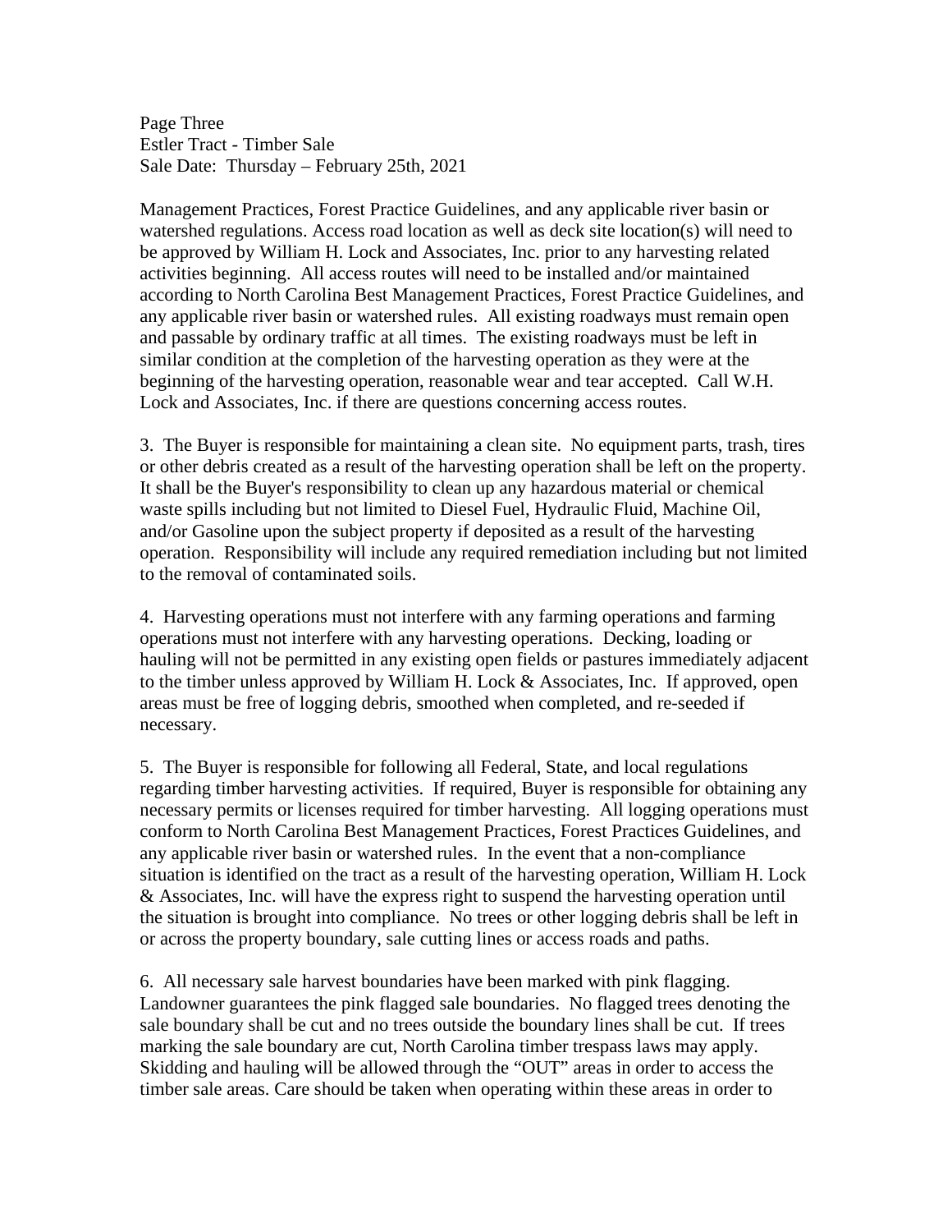Management Practices, Forest Practice Guidelines, and any applicable river basin or watershed regulations. Access road location as well as deck site location(s) will need to be approved by William H. Lock and Associates, Inc. prior to any harvesting related activities beginning. All access routes will need to be installed and/or maintained according to North Carolina Best Management Practices, Forest Practice Guidelines, and any applicable river basin or watershed rules. All existing roadways must remain open and passable by ordinary traffic at all times. The existing roadways must be left in similar condition at the completion of the harvesting operation as they were at the beginning of the harvesting operation, reasonable wear and tear accepted. Call W.H. Lock and Associates, Inc. if there are questions concerning access routes.

3. The Buyer is responsible for maintaining a clean site. No equipment parts, trash, tires or other debris created as a result of the harvesting operation shall be left on the property. It shall be the Buyer's responsibility to clean up any hazardous material or chemical waste spills including but not limited to Diesel Fuel, Hydraulic Fluid, Machine Oil, and/or Gasoline upon the subject property if deposited as a result of the harvesting operation. Responsibility will include any required remediation including but not limited to the removal of contaminated soils.

4. Harvesting operations must not interfere with any farming operations and farming operations must not interfere with any harvesting operations. Decking, loading or hauling will not be permitted in any existing open fields or pastures immediately adjacent to the timber unless approved by William H. Lock & Associates, Inc. If approved, open areas must be free of logging debris, smoothed when completed, and re-seeded if necessary.

5. The Buyer is responsible for following all Federal, State, and local regulations regarding timber harvesting activities. If required, Buyer is responsible for obtaining any necessary permits or licenses required for timber harvesting. All logging operations must conform to North Carolina Best Management Practices, Forest Practices Guidelines, and any applicable river basin or watershed rules. In the event that a non-compliance situation is identified on the tract as a result of the harvesting operation, William H. Lock & Associates, Inc. will have the express right to suspend the harvesting operation until the situation is brought into compliance. No trees or other logging debris shall be left in or across the property boundary, sale cutting lines or access roads and paths.

6. All necessary sale harvest boundaries have been marked with pink flagging. Landowner guarantees the pink flagged sale boundaries. No flagged trees denoting the sale boundary shall be cut and no trees outside the boundary lines shall be cut. If trees marking the sale boundary are cut, North Carolina timber trespass laws may apply. Skidding and hauling will be allowed through the "OUT" areas in order to access the timber sale areas. Care should be taken when operating within these areas in order to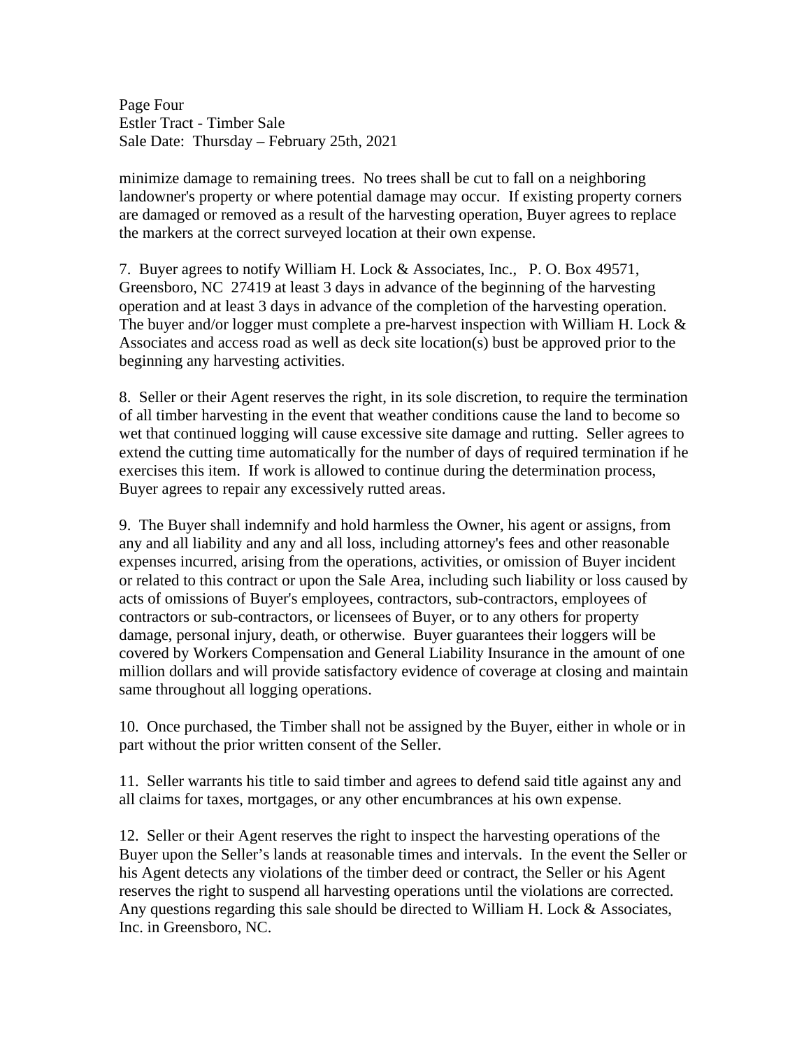minimize damage to remaining trees.  No trees shall be cut to fall on a neighboring landowner's property or where potential damage may occur.  If existing property corners are damaged or removed as a result of the harvesting operation, Buyer agrees to replace the markers at the correct surveyed location at their own expense.

7.  Buyer agrees to notify William H. Lock & Associates, Inc.,   P. O. Box 49571, Greensboro, NC  27419 at least 3 days in advance of the beginning of the harvesting operation and at least 3 days in advance of the completion of the harvesting operation. The buyer and/or logger must complete a pre-harvest inspection with William H. Lock & Associates and access road as well as deck site location(s) bust be approved prior to the beginning any harvesting activities.

8.  Seller or their Agent reserves the right, in its sole discretion, to require the termination of all timber harvesting in the event that weather conditions cause the land to become so wet that continued logging will cause excessive site damage and rutting.  Seller agrees to extend the cutting time automatically for the number of days of required termination if he exercises this item.  If work is allowed to continue during the determination process, Buyer agrees to repair any excessively rutted areas.

9.  The Buyer shall indemnify and hold harmless the Owner, his agent or assigns, from any and all liability and any and all loss, including attorney's fees and other reasonable expenses incurred, arising from the operations, activities, or omission of Buyer incident or related to this contract or upon the Sale Area, including such liability or loss caused by acts of omissions of Buyer's employees, contractors, sub-contractors, employees of contractors or sub-contractors, or licensees of Buyer, or to any others for property damage, personal injury, death, or otherwise.  Buyer guarantees their loggers will be covered by Workers Compensation and General Liability Insurance in the amount of one million dollars and will provide satisfactory evidence of coverage at closing and maintain same throughout all logging operations.

10.  Once purchased, the Timber shall not be assigned by the Buyer, either in whole or in part without the prior written consent of the Seller.

11.  Seller warrants his title to said timber and agrees to defend said title against any and all claims for taxes, mortgages, or any other encumbrances at his own expense.

12.  Seller or their Agent reserves the right to inspect the harvesting operations of the Buyer upon the Seller's lands at reasonable times and intervals.  In the event the Seller or his Agent detects any violations of the timber deed or contract, the Seller or his Agent reserves the right to suspend all harvesting operations until the violations are corrected. Any questions regarding this sale should be directed to William H. Lock & Associates, Inc. in Greensboro, NC.